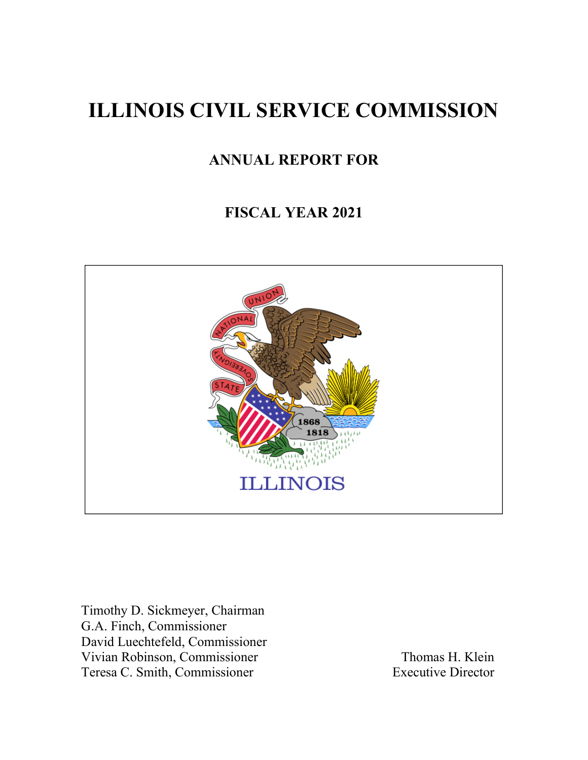# ILLINOIS CIVIL SERVICE COMMISSION

## ANNUAL REPORT FOR

## FISCAL YEAR 2021

Timothy D. Sickmeyer, Chairman
G.A. Finch, Commissioner
David Luechtefeld, Commissioner
Vivian Robinson, Commissioner
Teresa C. Smith, Commissioner

Thomas H. Klein
Executive Director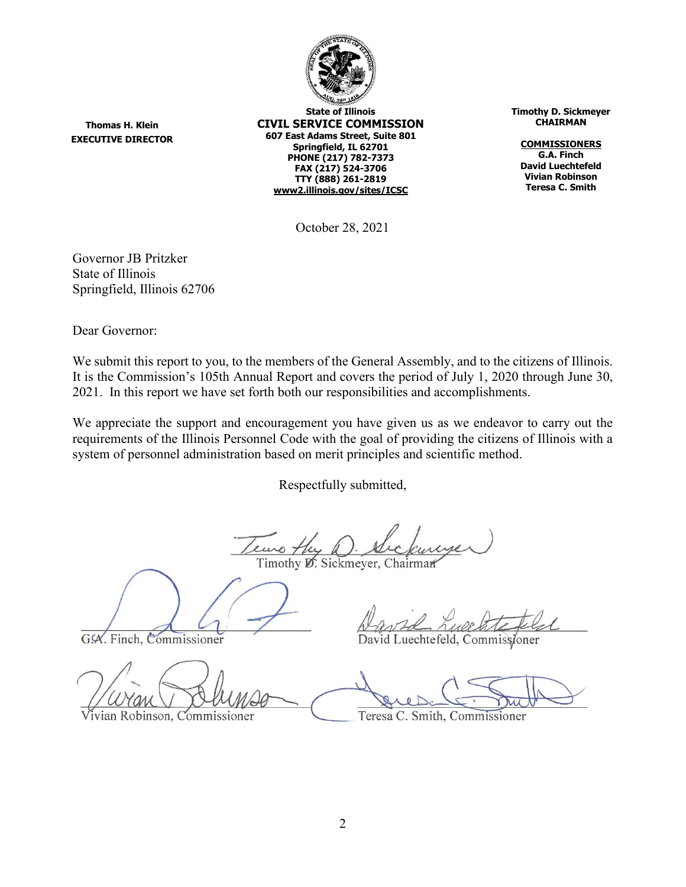**Thomas H. Klein**
**EXECUTIVE DIRECTOR**

**State of Illinois**
**CIVIL SERVICE COMMISSION**
**607 East Adams Street, Suite 801**
**Springfield, IL 62701**
**PHONE (217) 782-7373**
**FAX (217) 524-3706**
**TTY (888) 261-2819**
**www2.illinois.gov/sites/ICSC**

**Timothy D. Sickmeyer**
**CHAIRMAN**

**COMMISSIONERS**
**G.A. Finch**
**David Luechtefeld**
**Vivian Robinson**
**Teresa C. Smith**

October 28, 2021

Governor JB Pritzker
State of Illinois
Springfield, Illinois 62706

Dear Governor:

We submit this report to you, to the members of the General Assembly, and to the citizens of Illinois. It is the Commission's 105th Annual Report and covers the period of July 1, 2020 through June 30, 2021. In this report we have set forth both our responsibilities and accomplishments.

We appreciate the support and encouragement you have given us as we endeavor to carry out the requirements of the Illinois Personnel Code with the goal of providing the citizens of Illinois with a system of personnel administration based on merit principles and scientific method.

Respectfully submitted,

Timothy D. Sickmeyer, Chairman

G.A. Finch, Commissioner

David Luechtefeld, Commissioner

Vivian Robinson, Commissioner

Teresa C. Smith, Commissioner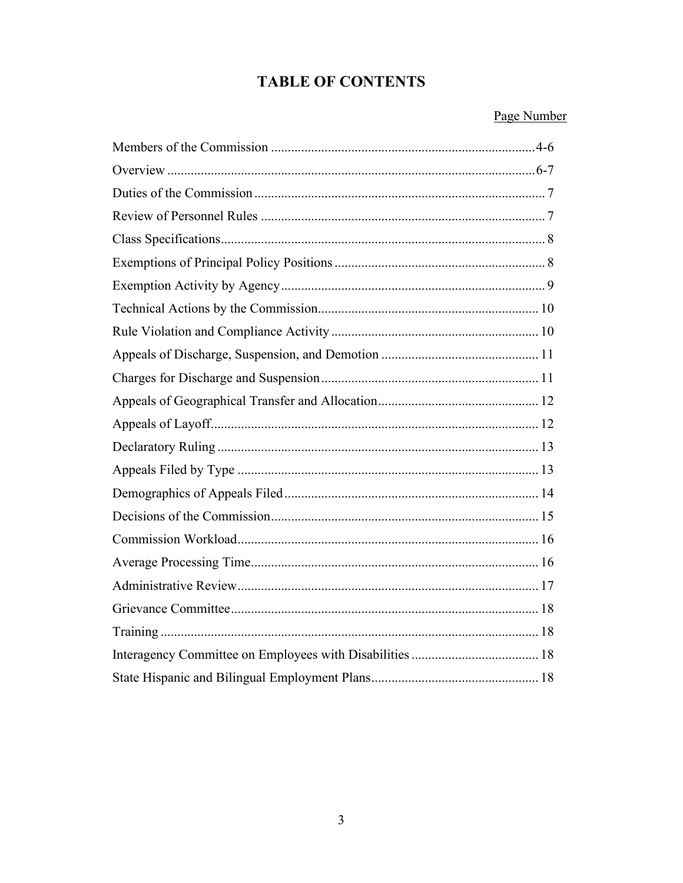# TABLE OF CONTENTS

| | Page Number |
|---|---|
| Members of the Commission | 4-6 |
| Overview | 6-7 |
| Duties of the Commission | 7 |
| Review of Personnel Rules | 7 |
| Class Specifications | 8 |
| Exemptions of Principal Policy Positions | 8 |
| Exemption Activity by Agency | 9 |
| Technical Actions by the Commission | 10 |
| Rule Violation and Compliance Activity | 10 |
| Appeals of Discharge, Suspension, and Demotion | 11 |
| Charges for Discharge and Suspension | 11 |
| Appeals of Geographical Transfer and Allocation | 12 |
| Appeals of Layoff | 12 |
| Declaratory Ruling | 13 |
| Appeals Filed by Type | 13 |
| Demographics of Appeals Filed | 14 |
| Decisions of the Commission | 15 |
| Commission Workload | 16 |
| Average Processing Time | 16 |
| Administrative Review | 17 |
| Grievance Committee | 18 |
| Training | 18 |
| Interagency Committee on Employees with Disabilities | 18 |
| State Hispanic and Bilingual Employment Plans | 18 |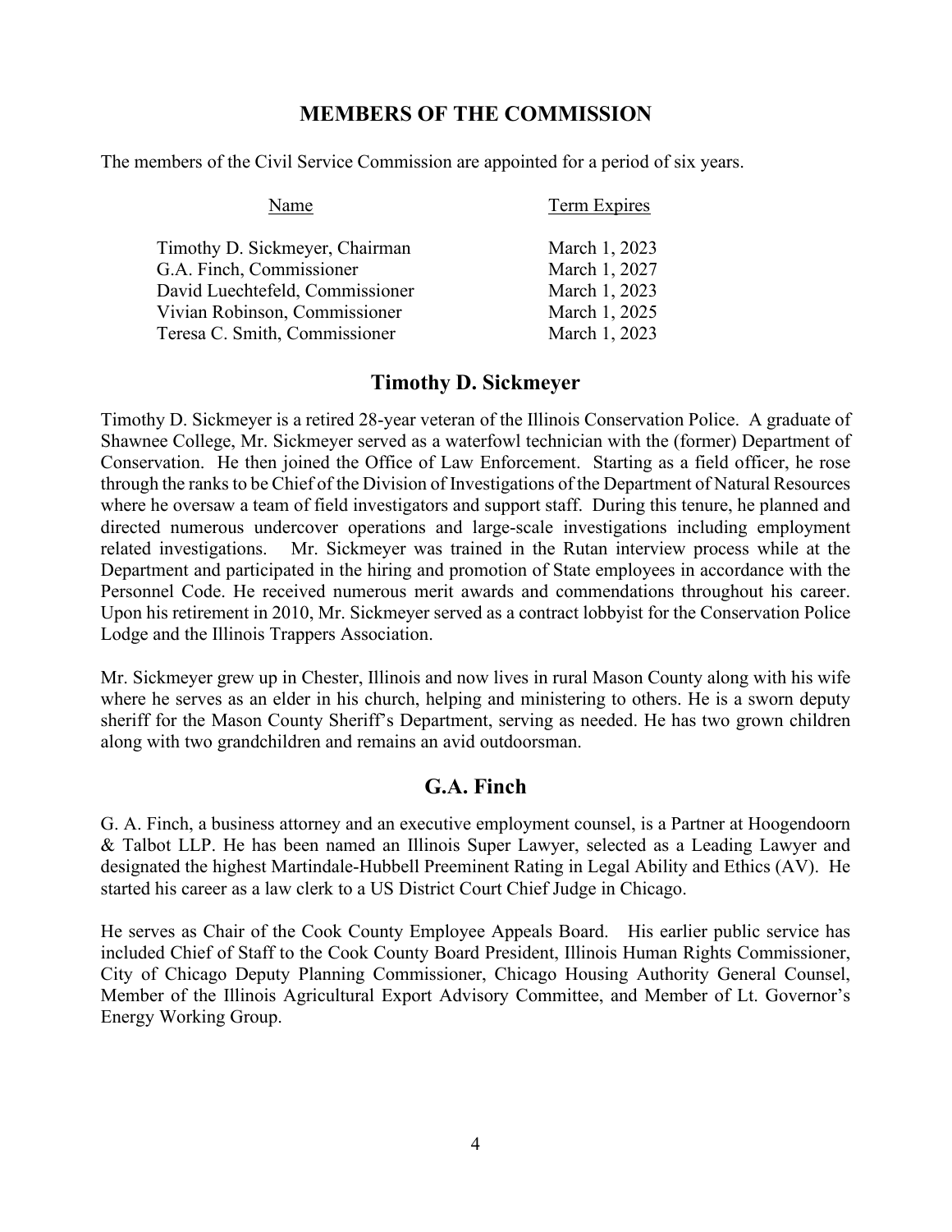## MEMBERS OF THE COMMISSION

The members of the Civil Service Commission are appointed for a period of six years.

| Name | Term Expires |
|---|---|
| Timothy D. Sickmeyer, Chairman | March 1, 2023 |
| G.A. Finch, Commissioner | March 1, 2027 |
| David Luechtefeld, Commissioner | March 1, 2023 |
| Vivian Robinson, Commissioner | March 1, 2025 |
| Teresa C. Smith, Commissioner | March 1, 2023 |

## Timothy D. Sickmeyer

Timothy D. Sickmeyer is a retired 28-year veteran of the Illinois Conservation Police. A graduate of Shawnee College, Mr. Sickmeyer served as a waterfowl technician with the (former) Department of Conservation. He then joined the Office of Law Enforcement. Starting as a field officer, he rose through the ranks to be Chief of the Division of Investigations of the Department of Natural Resources where he oversaw a team of field investigators and support staff. During this tenure, he planned and directed numerous undercover operations and large-scale investigations including employment related investigations. Mr. Sickmeyer was trained in the Rutan interview process while at the Department and participated in the hiring and promotion of State employees in accordance with the Personnel Code. He received numerous merit awards and commendations throughout his career. Upon his retirement in 2010, Mr. Sickmeyer served as a contract lobbyist for the Conservation Police Lodge and the Illinois Trappers Association.

Mr. Sickmeyer grew up in Chester, Illinois and now lives in rural Mason County along with his wife where he serves as an elder in his church, helping and ministering to others. He is a sworn deputy sheriff for the Mason County Sheriff's Department, serving as needed. He has two grown children along with two grandchildren and remains an avid outdoorsman.

## G.A. Finch

G. A. Finch, a business attorney and an executive employment counsel, is a Partner at Hoogendoorn & Talbot LLP. He has been named an Illinois Super Lawyer, selected as a Leading Lawyer and designated the highest Martindale-Hubbell Preeminent Rating in Legal Ability and Ethics (AV). He started his career as a law clerk to a US District Court Chief Judge in Chicago.

He serves as Chair of the Cook County Employee Appeals Board. His earlier public service has included Chief of Staff to the Cook County Board President, Illinois Human Rights Commissioner, City of Chicago Deputy Planning Commissioner, Chicago Housing Authority General Counsel, Member of the Illinois Agricultural Export Advisory Committee, and Member of Lt. Governor's Energy Working Group.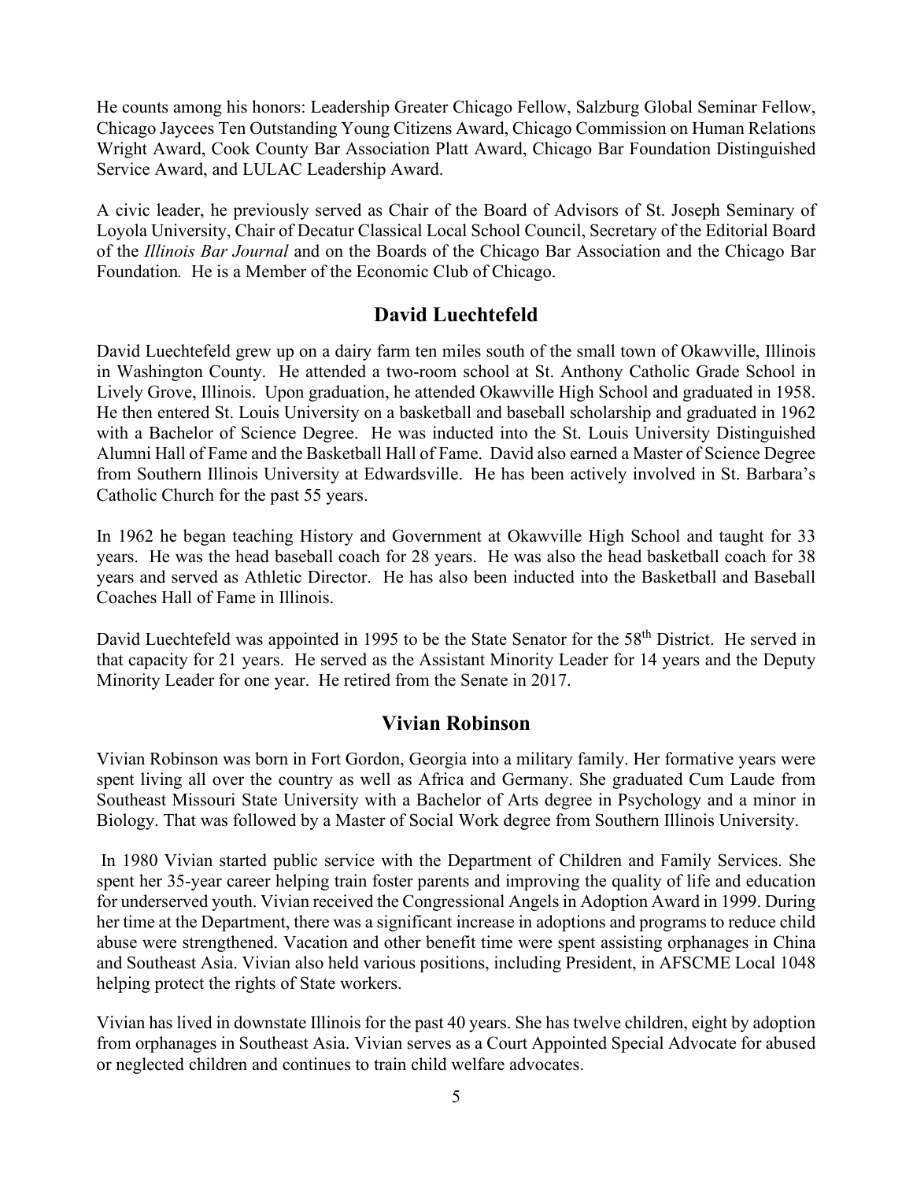He counts among his honors: Leadership Greater Chicago Fellow, Salzburg Global Seminar Fellow, Chicago Jaycees Ten Outstanding Young Citizens Award, Chicago Commission on Human Relations Wright Award, Cook County Bar Association Platt Award, Chicago Bar Foundation Distinguished Service Award, and LULAC Leadership Award.

A civic leader, he previously served as Chair of the Board of Advisors of St. Joseph Seminary of Loyola University, Chair of Decatur Classical Local School Council, Secretary of the Editorial Board of the *Illinois Bar Journal* and on the Boards of the Chicago Bar Association and the Chicago Bar Foundation. He is a Member of the Economic Club of Chicago.

## David Luechtefeld

David Luechtefeld grew up on a dairy farm ten miles south of the small town of Okawville, Illinois in Washington County. He attended a two-room school at St. Anthony Catholic Grade School in Lively Grove, Illinois. Upon graduation, he attended Okawville High School and graduated in 1958. He then entered St. Louis University on a basketball and baseball scholarship and graduated in 1962 with a Bachelor of Science Degree. He was inducted into the St. Louis University Distinguished Alumni Hall of Fame and the Basketball Hall of Fame. David also earned a Master of Science Degree from Southern Illinois University at Edwardsville. He has been actively involved in St. Barbara's Catholic Church for the past 55 years.

In 1962 he began teaching History and Government at Okawville High School and taught for 33 years. He was the head baseball coach for 28 years. He was also the head basketball coach for 38 years and served as Athletic Director. He has also been inducted into the Basketball and Baseball Coaches Hall of Fame in Illinois.

David Luechtefeld was appointed in 1995 to be the State Senator for the 58th District. He served in that capacity for 21 years. He served as the Assistant Minority Leader for 14 years and the Deputy Minority Leader for one year. He retired from the Senate in 2017.

## Vivian Robinson

Vivian Robinson was born in Fort Gordon, Georgia into a military family. Her formative years were spent living all over the country as well as Africa and Germany. She graduated Cum Laude from Southeast Missouri State University with a Bachelor of Arts degree in Psychology and a minor in Biology. That was followed by a Master of Social Work degree from Southern Illinois University.

In 1980 Vivian started public service with the Department of Children and Family Services. She spent her 35-year career helping train foster parents and improving the quality of life and education for underserved youth. Vivian received the Congressional Angels in Adoption Award in 1999. During her time at the Department, there was a significant increase in adoptions and programs to reduce child abuse were strengthened. Vacation and other benefit time were spent assisting orphanages in China and Southeast Asia. Vivian also held various positions, including President, in AFSCME Local 1048 helping protect the rights of State workers.

Vivian has lived in downstate Illinois for the past 40 years. She has twelve children, eight by adoption from orphanages in Southeast Asia. Vivian serves as a Court Appointed Special Advocate for abused or neglected children and continues to train child welfare advocates.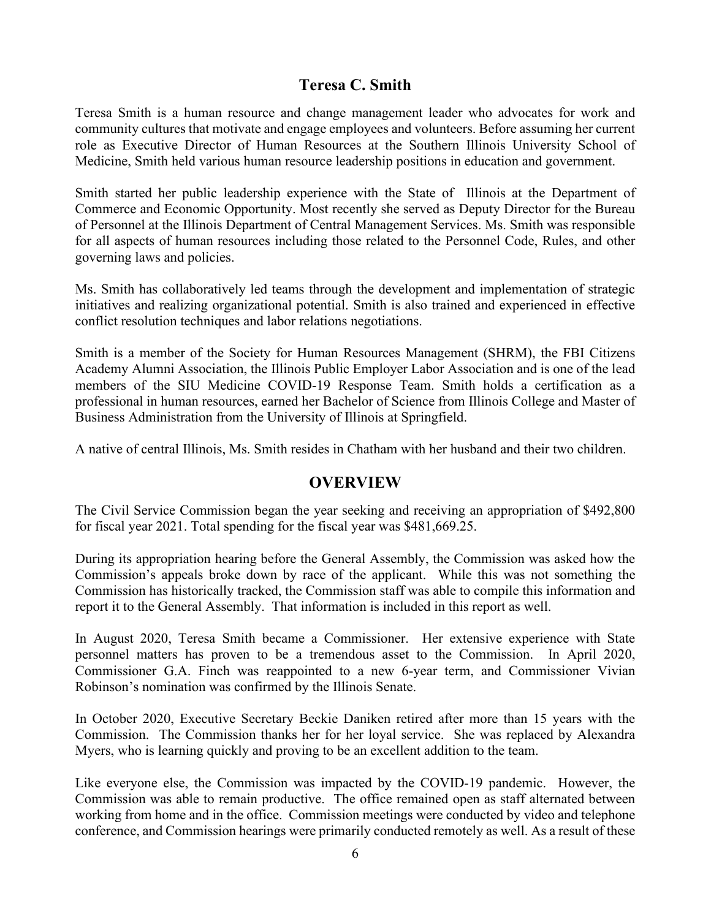## Teresa C. Smith

Teresa Smith is a human resource and change management leader who advocates for work and community cultures that motivate and engage employees and volunteers. Before assuming her current role as Executive Director of Human Resources at the Southern Illinois University School of Medicine, Smith held various human resource leadership positions in education and government.

Smith started her public leadership experience with the State of Illinois at the Department of Commerce and Economic Opportunity. Most recently she served as Deputy Director for the Bureau of Personnel at the Illinois Department of Central Management Services. Ms. Smith was responsible for all aspects of human resources including those related to the Personnel Code, Rules, and other governing laws and policies.

Ms. Smith has collaboratively led teams through the development and implementation of strategic initiatives and realizing organizational potential. Smith is also trained and experienced in effective conflict resolution techniques and labor relations negotiations.

Smith is a member of the Society for Human Resources Management (SHRM), the FBI Citizens Academy Alumni Association, the Illinois Public Employer Labor Association and is one of the lead members of the SIU Medicine COVID-19 Response Team. Smith holds a certification as a professional in human resources, earned her Bachelor of Science from Illinois College and Master of Business Administration from the University of Illinois at Springfield.

A native of central Illinois, Ms. Smith resides in Chatham with her husband and their two children.

## OVERVIEW

The Civil Service Commission began the year seeking and receiving an appropriation of $492,800 for fiscal year 2021. Total spending for the fiscal year was $481,669.25.

During its appropriation hearing before the General Assembly, the Commission was asked how the Commission's appeals broke down by race of the applicant. While this was not something the Commission has historically tracked, the Commission staff was able to compile this information and report it to the General Assembly. That information is included in this report as well.

In August 2020, Teresa Smith became a Commissioner. Her extensive experience with State personnel matters has proven to be a tremendous asset to the Commission. In April 2020, Commissioner G.A. Finch was reappointed to a new 6-year term, and Commissioner Vivian Robinson's nomination was confirmed by the Illinois Senate.

In October 2020, Executive Secretary Beckie Daniken retired after more than 15 years with the Commission. The Commission thanks her for her loyal service. She was replaced by Alexandra Myers, who is learning quickly and proving to be an excellent addition to the team.

Like everyone else, the Commission was impacted by the COVID-19 pandemic. However, the Commission was able to remain productive. The office remained open as staff alternated between working from home and in the office. Commission meetings were conducted by video and telephone conference, and Commission hearings were primarily conducted remotely as well. As a result of these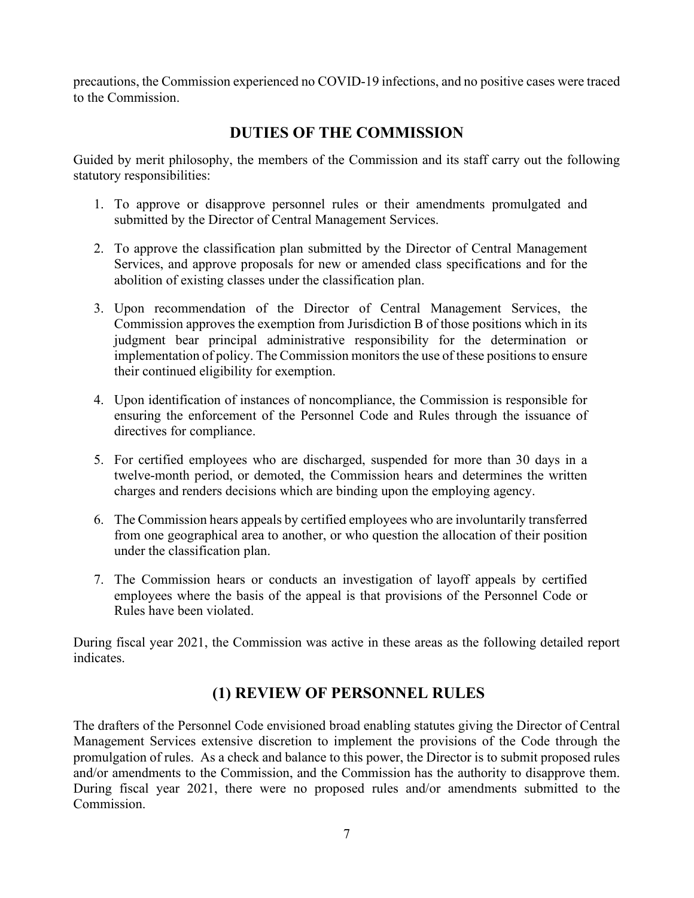precautions, the Commission experienced no COVID-19 infections, and no positive cases were traced to the Commission.

## DUTIES OF THE COMMISSION

Guided by merit philosophy, the members of the Commission and its staff carry out the following statutory responsibilities:

1. To approve or disapprove personnel rules or their amendments promulgated and submitted by the Director of Central Management Services.

2. To approve the classification plan submitted by the Director of Central Management Services, and approve proposals for new or amended class specifications and for the abolition of existing classes under the classification plan.

3. Upon recommendation of the Director of Central Management Services, the Commission approves the exemption from Jurisdiction B of those positions which in its judgment bear principal administrative responsibility for the determination or implementation of policy. The Commission monitors the use of these positions to ensure their continued eligibility for exemption.

4. Upon identification of instances of noncompliance, the Commission is responsible for ensuring the enforcement of the Personnel Code and Rules through the issuance of directives for compliance.

5. For certified employees who are discharged, suspended for more than 30 days in a twelve-month period, or demoted, the Commission hears and determines the written charges and renders decisions which are binding upon the employing agency.

6. The Commission hears appeals by certified employees who are involuntarily transferred from one geographical area to another, or who question the allocation of their position under the classification plan.

7. The Commission hears or conducts an investigation of layoff appeals by certified employees where the basis of the appeal is that provisions of the Personnel Code or Rules have been violated.

During fiscal year 2021, the Commission was active in these areas as the following detailed report indicates.

## (1) REVIEW OF PERSONNEL RULES

The drafters of the Personnel Code envisioned broad enabling statutes giving the Director of Central Management Services extensive discretion to implement the provisions of the Code through the promulgation of rules. As a check and balance to this power, the Director is to submit proposed rules and/or amendments to the Commission, and the Commission has the authority to disapprove them. During fiscal year 2021, there were no proposed rules and/or amendments submitted to the Commission.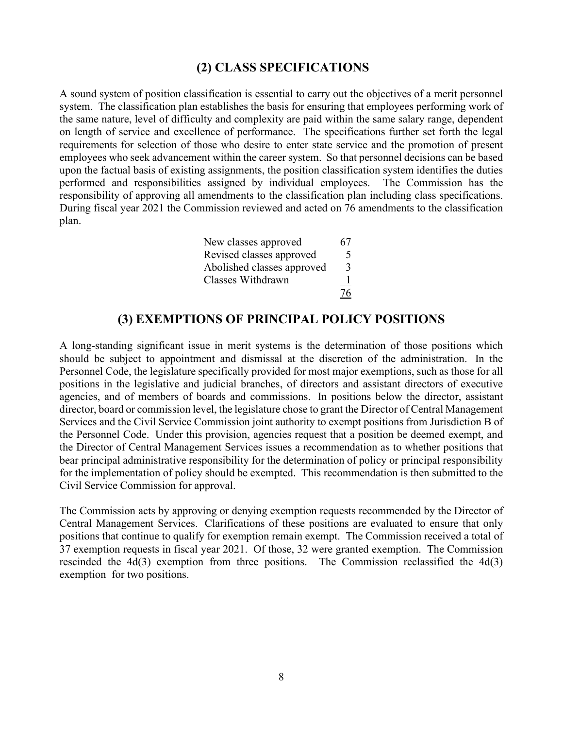## (2) CLASS SPECIFICATIONS

A sound system of position classification is essential to carry out the objectives of a merit personnel system. The classification plan establishes the basis for ensuring that employees performing work of the same nature, level of difficulty and complexity are paid within the same salary range, dependent on length of service and excellence of performance. The specifications further set forth the legal requirements for selection of those who desire to enter state service and the promotion of present employees who seek advancement within the career system. So that personnel decisions can be based upon the factual basis of existing assignments, the position classification system identifies the duties performed and responsibilities assigned by individual employees. The Commission has the responsibility of approving all amendments to the classification plan including class specifications. During fiscal year 2021 the Commission reviewed and acted on 76 amendments to the classification plan.

| | |
|---|---|
| New classes approved | 67 |
| Revised classes approved | 5 |
| Abolished classes approved | 3 |
| Classes Withdrawn | 1 |
| | 76 |

## (3) EXEMPTIONS OF PRINCIPAL POLICY POSITIONS

A long-standing significant issue in merit systems is the determination of those positions which should be subject to appointment and dismissal at the discretion of the administration. In the Personnel Code, the legislature specifically provided for most major exemptions, such as those for all positions in the legislative and judicial branches, of directors and assistant directors of executive agencies, and of members of boards and commissions. In positions below the director, assistant director, board or commission level, the legislature chose to grant the Director of Central Management Services and the Civil Service Commission joint authority to exempt positions from Jurisdiction B of the Personnel Code. Under this provision, agencies request that a position be deemed exempt, and the Director of Central Management Services issues a recommendation as to whether positions that bear principal administrative responsibility for the determination of policy or principal responsibility for the implementation of policy should be exempted. This recommendation is then submitted to the Civil Service Commission for approval.

The Commission acts by approving or denying exemption requests recommended by the Director of Central Management Services. Clarifications of these positions are evaluated to ensure that only positions that continue to qualify for exemption remain exempt. The Commission received a total of 37 exemption requests in fiscal year 2021. Of those, 32 were granted exemption. The Commission rescinded the 4d(3) exemption from three positions. The Commission reclassified the 4d(3) exemption for two positions.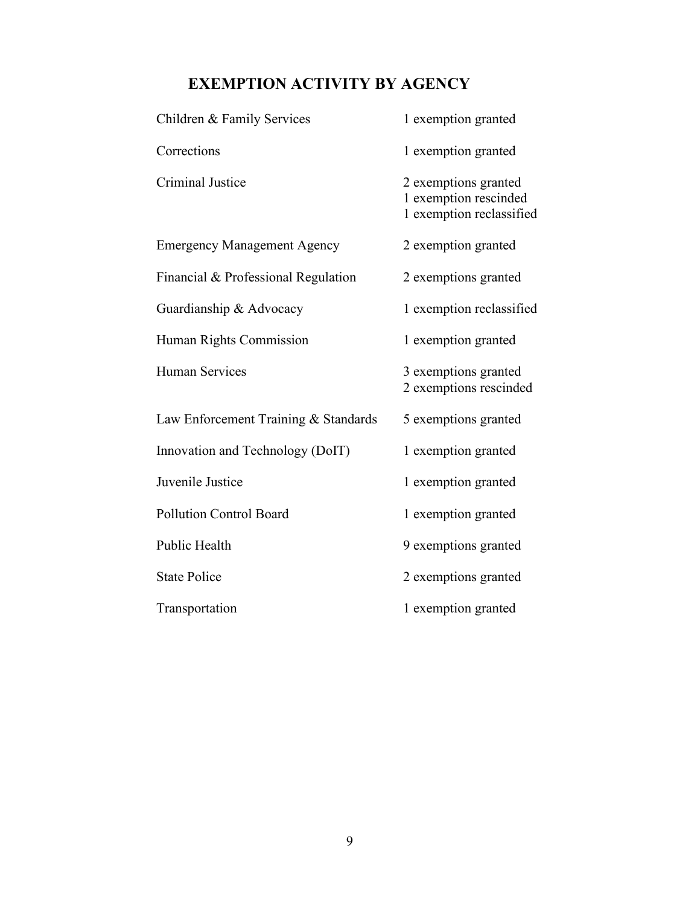## EXEMPTION ACTIVITY BY AGENCY

| | |
|---|---|
| Children & Family Services | 1 exemption granted |
| Corrections | 1 exemption granted |
| Criminal Justice | 2 exemptions granted<br>1 exemption rescinded<br>1 exemption reclassified |
| Emergency Management Agency | 2 exemption granted |
| Financial & Professional Regulation | 2 exemptions granted |
| Guardianship & Advocacy | 1 exemption reclassified |
| Human Rights Commission | 1 exemption granted |
| Human Services | 3 exemptions granted<br>2 exemptions rescinded |
| Law Enforcement Training & Standards | 5 exemptions granted |
| Innovation and Technology (DoIT) | 1 exemption granted |
| Juvenile Justice | 1 exemption granted |
| Pollution Control Board | 1 exemption granted |
| Public Health | 9 exemptions granted |
| State Police | 2 exemptions granted |
| Transportation | 1 exemption granted |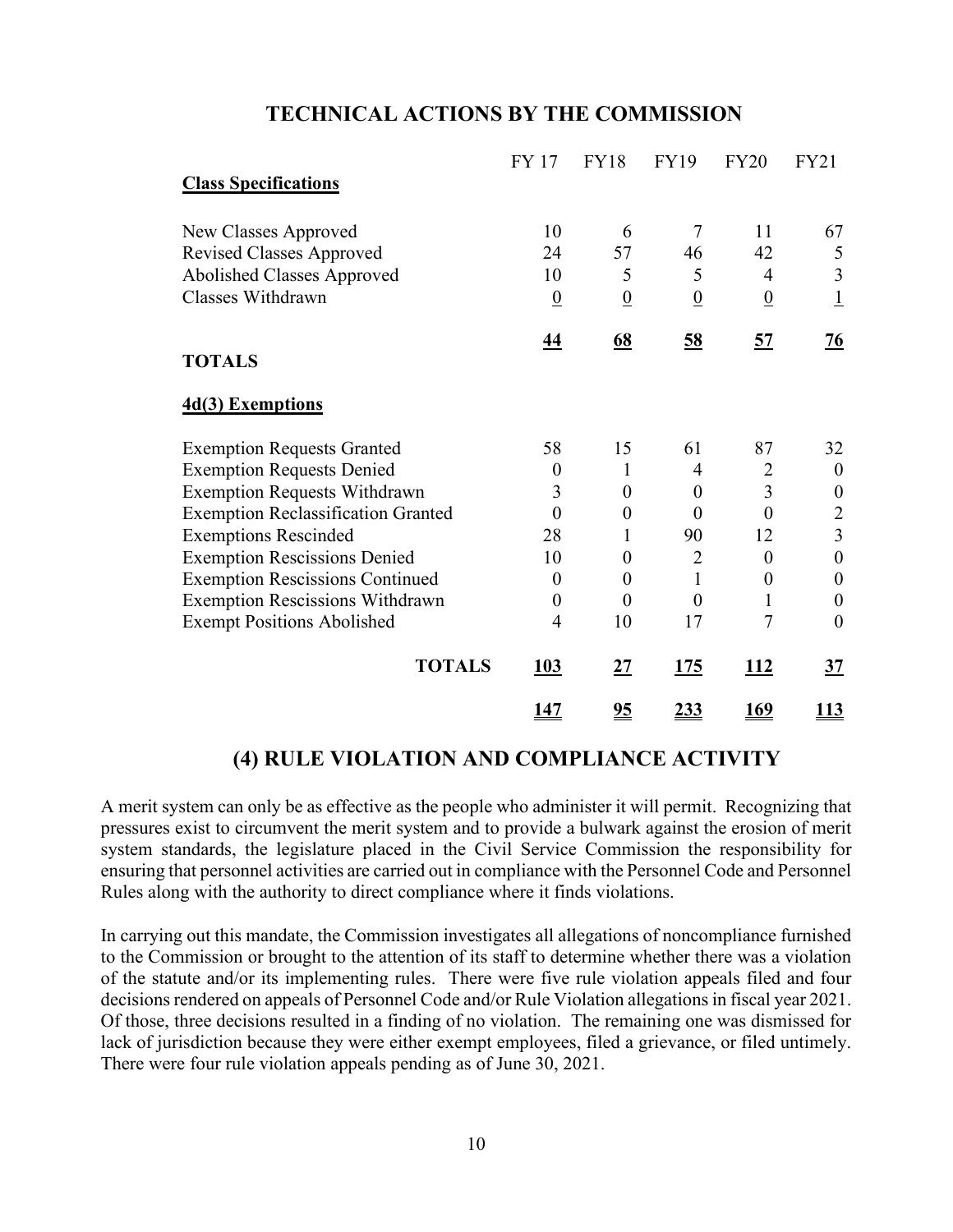## TECHNICAL ACTIONS BY THE COMMISSION

| | FY 17 | FY18 | FY19 | FY20 | FY21 |
|---|---|---|---|---|---|
| **Class Specifications** | | | | | |
| New Classes Approved | 10 | 6 | 7 | 11 | 67 |
| Revised Classes Approved | 24 | 57 | 46 | 42 | 5 |
| Abolished Classes Approved | 10 | 5 | 5 | 4 | 3 |
| Classes Withdrawn | 0 | 0 | 0 | 0 | 1 |
| **TOTALS** | **44** | **68** | **58** | **57** | **76** |
| **4d(3) Exemptions** | | | | | |
| Exemption Requests Granted | 58 | 15 | 61 | 87 | 32 |
| Exemption Requests Denied | 0 | 1 | 4 | 2 | 0 |
| Exemption Requests Withdrawn | 3 | 0 | 0 | 3 | 0 |
| Exemption Reclassification Granted | 0 | 0 | 0 | 0 | 2 |
| Exemptions Rescinded | 28 | 1 | 90 | 12 | 3 |
| Exemption Rescissions Denied | 10 | 0 | 2 | 0 | 0 |
| Exemption Rescissions Continued | 0 | 0 | 1 | 0 | 0 |
| Exemption Rescissions Withdrawn | 0 | 0 | 0 | 1 | 0 |
| Exempt Positions Abolished | 4 | 10 | 17 | 7 | 0 |
| **TOTALS** | **103** | **27** | **175** | **112** | **37** |
| | **147** | **95** | **233** | **169** | **113** |

## (4) RULE VIOLATION AND COMPLIANCE ACTIVITY

A merit system can only be as effective as the people who administer it will permit. Recognizing that pressures exist to circumvent the merit system and to provide a bulwark against the erosion of merit system standards, the legislature placed in the Civil Service Commission the responsibility for ensuring that personnel activities are carried out in compliance with the Personnel Code and Personnel Rules along with the authority to direct compliance where it finds violations.

In carrying out this mandate, the Commission investigates all allegations of noncompliance furnished to the Commission or brought to the attention of its staff to determine whether there was a violation of the statute and/or its implementing rules. There were five rule violation appeals filed and four decisions rendered on appeals of Personnel Code and/or Rule Violation allegations in fiscal year 2021. Of those, three decisions resulted in a finding of no violation. The remaining one was dismissed for lack of jurisdiction because they were either exempt employees, filed a grievance, or filed untimely. There were four rule violation appeals pending as of June 30, 2021.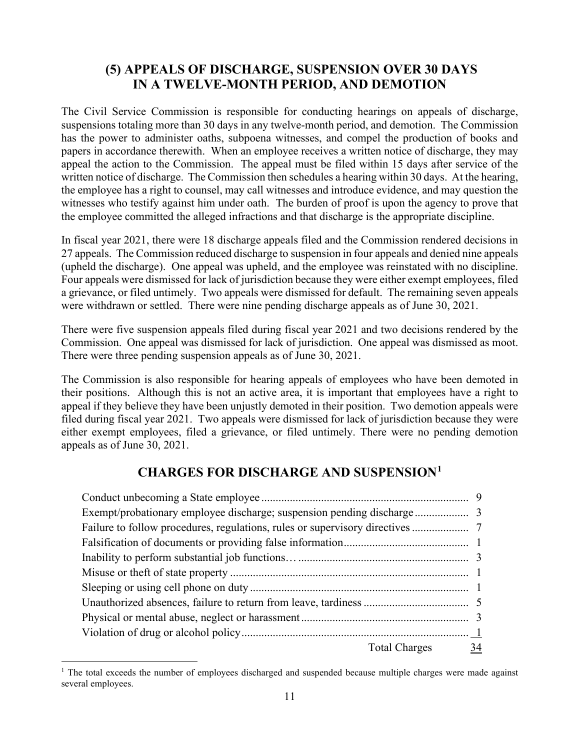## (5) APPEALS OF DISCHARGE, SUSPENSION OVER 30 DAYS IN A TWELVE-MONTH PERIOD, AND DEMOTION

The Civil Service Commission is responsible for conducting hearings on appeals of discharge, suspensions totaling more than 30 days in any twelve-month period, and demotion. The Commission has the power to administer oaths, subpoena witnesses, and compel the production of books and papers in accordance therewith. When an employee receives a written notice of discharge, they may appeal the action to the Commission. The appeal must be filed within 15 days after service of the written notice of discharge. The Commission then schedules a hearing within 30 days. At the hearing, the employee has a right to counsel, may call witnesses and introduce evidence, and may question the witnesses who testify against him under oath. The burden of proof is upon the agency to prove that the employee committed the alleged infractions and that discharge is the appropriate discipline.

In fiscal year 2021, there were 18 discharge appeals filed and the Commission rendered decisions in 27 appeals. The Commission reduced discharge to suspension in four appeals and denied nine appeals (upheld the discharge). One appeal was upheld, and the employee was reinstated with no discipline. Four appeals were dismissed for lack of jurisdiction because they were either exempt employees, filed a grievance, or filed untimely. Two appeals were dismissed for default. The remaining seven appeals were withdrawn or settled. There were nine pending discharge appeals as of June 30, 2021.

There were five suspension appeals filed during fiscal year 2021 and two decisions rendered by the Commission. One appeal was dismissed for lack of jurisdiction. One appeal was dismissed as moot. There were three pending suspension appeals as of June 30, 2021.

The Commission is also responsible for hearing appeals of employees who have been demoted in their positions. Although this is not an active area, it is important that employees have a right to appeal if they believe they have been unjustly demoted in their position. Two demotion appeals were filed during fiscal year 2021. Two appeals were dismissed for lack of jurisdiction because they were either exempt employees, filed a grievance, or filed untimely. There were no pending demotion appeals as of June 30, 2021.

## CHARGES FOR DISCHARGE AND SUSPENSION[1]

| Charge | Count |
|---|---|
| Conduct unbecoming a State employee | 9 |
| Exempt/probationary employee discharge; suspension pending discharge | 3 |
| Failure to follow procedures, regulations, rules or supervisory directives | 7 |
| Falsification of documents or providing false information | 1 |
| Inability to perform substantial job functions… | 3 |
| Misuse or theft of state property | 1 |
| Sleeping or using cell phone on duty | 1 |
| Unauthorized absences, failure to return from leave, tardiness | 5 |
| Physical or mental abuse, neglect or harassment | 3 |
| Violation of drug or alcohol policy | 1 |
| Total Charges | 34 |

[1] The total exceeds the number of employees discharged and suspended because multiple charges were made against several employees.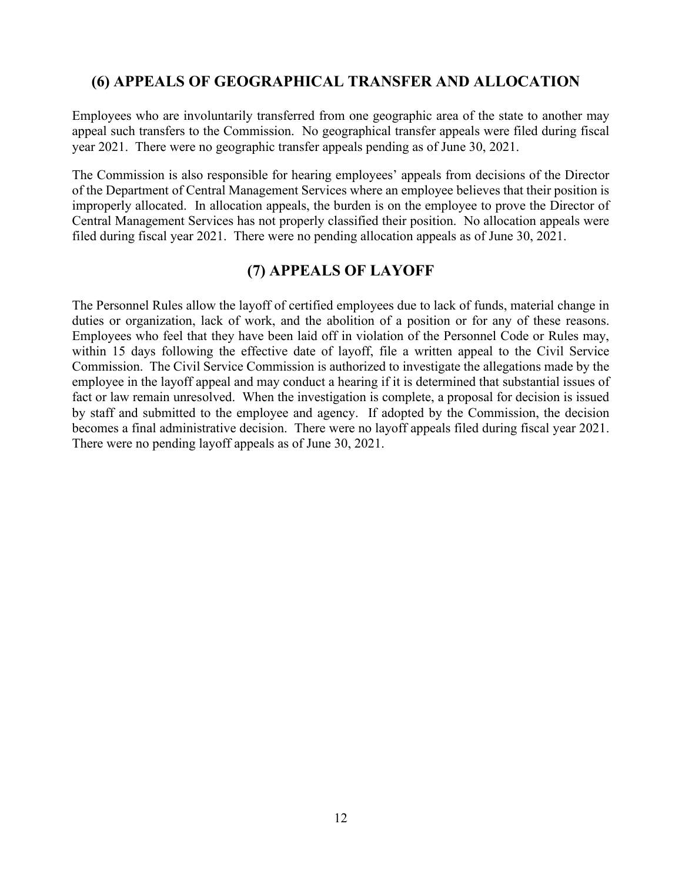## (6) APPEALS OF GEOGRAPHICAL TRANSFER AND ALLOCATION

Employees who are involuntarily transferred from one geographic area of the state to another may appeal such transfers to the Commission. No geographical transfer appeals were filed during fiscal year 2021. There were no geographic transfer appeals pending as of June 30, 2021.

The Commission is also responsible for hearing employees' appeals from decisions of the Director of the Department of Central Management Services where an employee believes that their position is improperly allocated. In allocation appeals, the burden is on the employee to prove the Director of Central Management Services has not properly classified their position. No allocation appeals were filed during fiscal year 2021. There were no pending allocation appeals as of June 30, 2021.

## (7) APPEALS OF LAYOFF

The Personnel Rules allow the layoff of certified employees due to lack of funds, material change in duties or organization, lack of work, and the abolition of a position or for any of these reasons. Employees who feel that they have been laid off in violation of the Personnel Code or Rules may, within 15 days following the effective date of layoff, file a written appeal to the Civil Service Commission. The Civil Service Commission is authorized to investigate the allegations made by the employee in the layoff appeal and may conduct a hearing if it is determined that substantial issues of fact or law remain unresolved. When the investigation is complete, a proposal for decision is issued by staff and submitted to the employee and agency. If adopted by the Commission, the decision becomes a final administrative decision. There were no layoff appeals filed during fiscal year 2021. There were no pending layoff appeals as of June 30, 2021.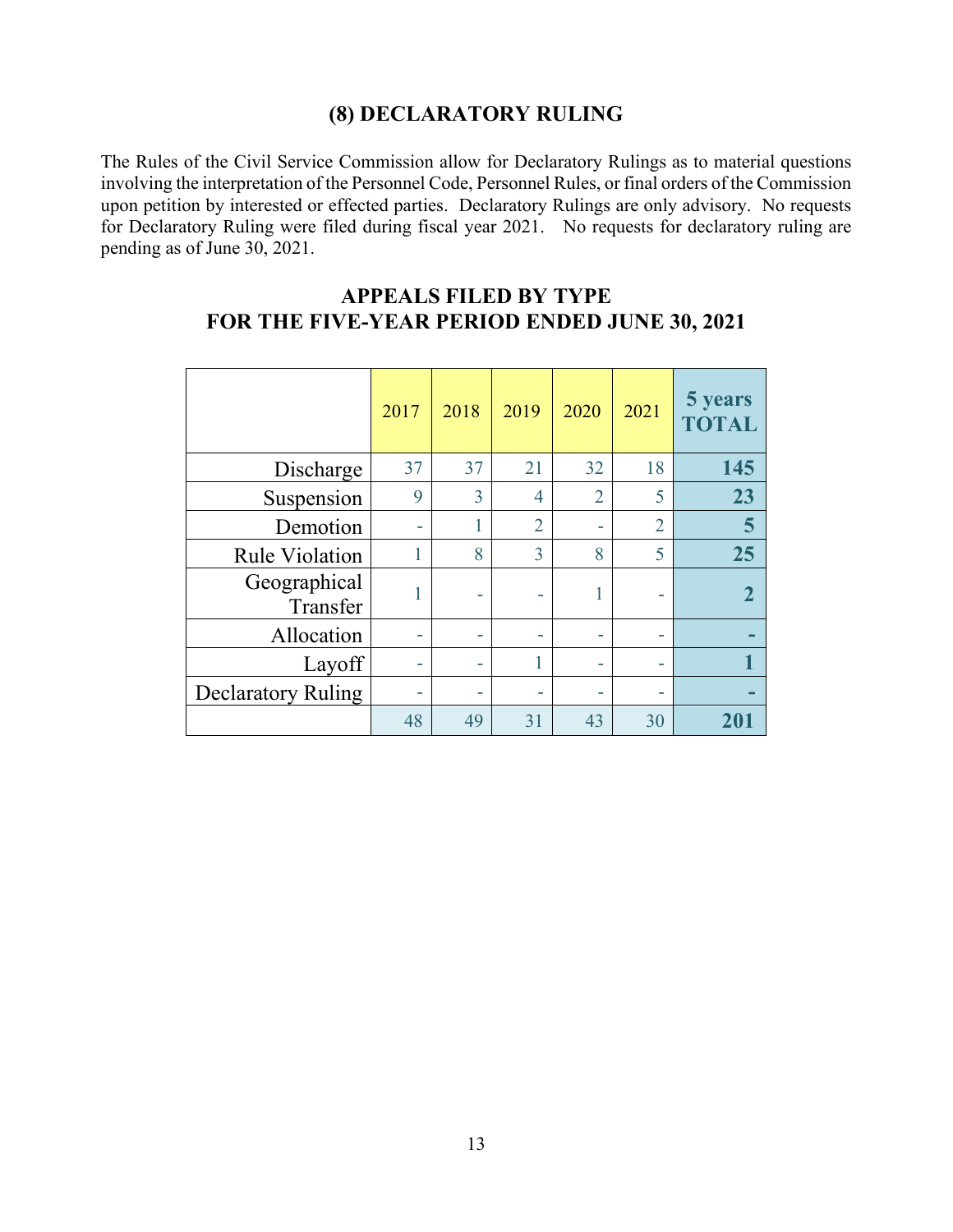## (8) DECLARATORY RULING

The Rules of the Civil Service Commission allow for Declaratory Rulings as to material questions involving the interpretation of the Personnel Code, Personnel Rules, or final orders of the Commission upon petition by interested or effected parties. Declaratory Rulings are only advisory. No requests for Declaratory Ruling were filed during fiscal year 2021. No requests for declaratory ruling are pending as of June 30, 2021.

## APPEALS FILED BY TYPE FOR THE FIVE-YEAR PERIOD ENDED JUNE 30, 2021

| | 2017 | 2018 | 2019 | 2020 | 2021 | 5 years TOTAL |
|---|---|---|---|---|---|---|
| Discharge | 37 | 37 | 21 | 32 | 18 | **145** |
| Suspension | 9 | 3 | 4 | 2 | 5 | **23** |
| Demotion | - | 1 | 2 | - | 2 | **5** |
| Rule Violation | 1 | 8 | 3 | 8 | 5 | **25** |
| Geographical Transfer | 1 | - | - | 1 | - | **2** |
| Allocation | - | - | - | - | - | **-** |
| Layoff | - | - | 1 | - | - | **1** |
| Declaratory Ruling | - | - | - | - | - | **-** |
| | 48 | 49 | 31 | 43 | 30 | **201** |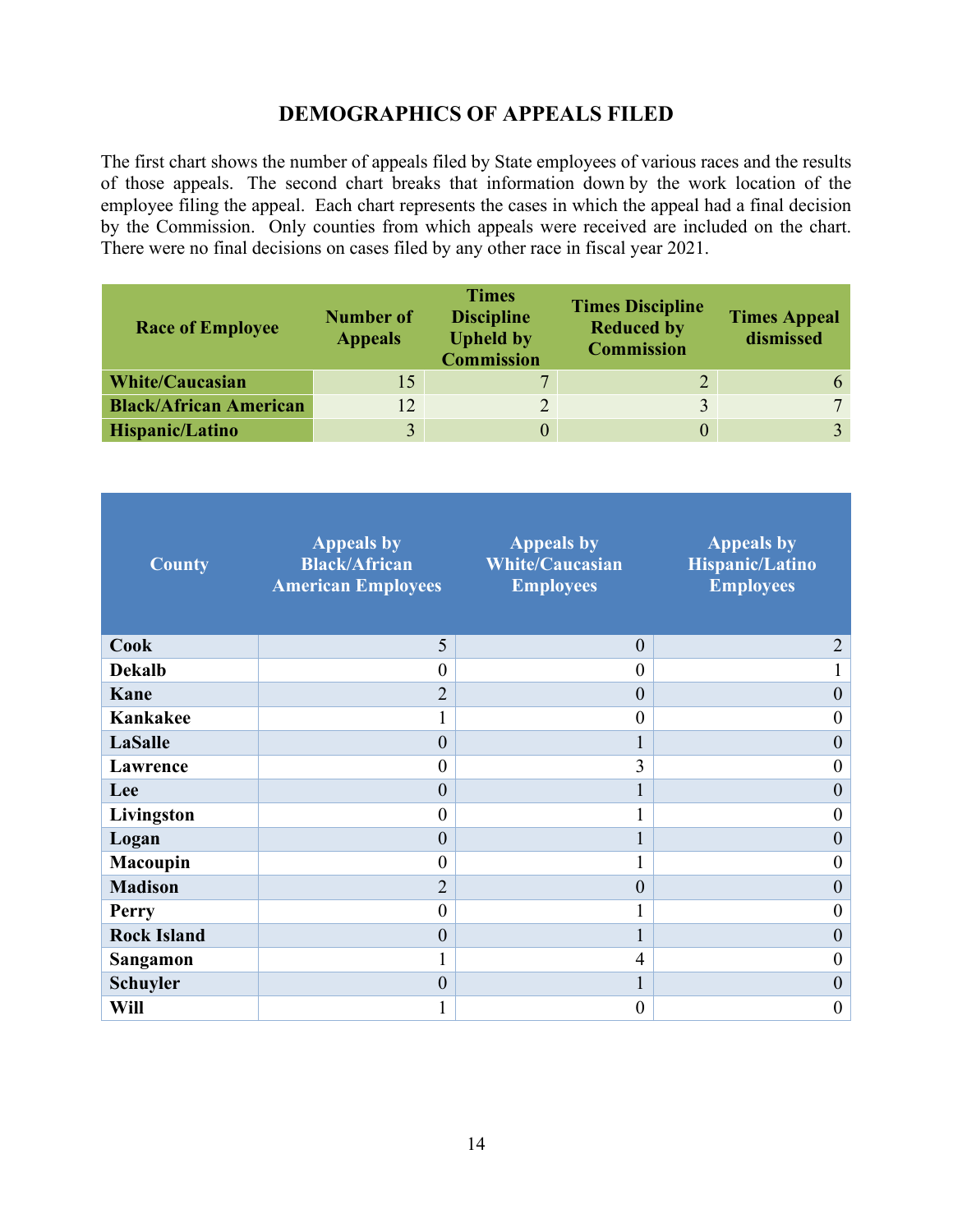## DEMOGRAPHICS OF APPEALS FILED

The first chart shows the number of appeals filed by State employees of various races and the results of those appeals. The second chart breaks that information down by the work location of the employee filing the appeal. Each chart represents the cases in which the appeal had a final decision by the Commission. Only counties from which appeals were received are included on the chart. There were no final decisions on cases filed by any other race in fiscal year 2021.

| Race of Employee | Number of Appeals | Times Discipline Upheld by Commission | Times Discipline Reduced by Commission | Times Appeal dismissed |
|---|---|---|---|---|
| **White/Caucasian** | 15 | 7 | 2 | 6 |
| **Black/African American** | 12 | 2 | 3 | 7 |
| **Hispanic/Latino** | 3 | 0 | 0 | 3 |

| County | Appeals by Black/African American Employees | Appeals by White/Caucasian Employees | Appeals by Hispanic/Latino Employees |
|---|---|---|---|
| **Cook** | 5 | 0 | 2 |
| **Dekalb** | 0 | 0 | 1 |
| **Kane** | 2 | 0 | 0 |
| **Kankakee** | 1 | 0 | 0 |
| **LaSalle** | 0 | 1 | 0 |
| **Lawrence** | 0 | 3 | 0 |
| **Lee** | 0 | 1 | 0 |
| **Livingston** | 0 | 1 | 0 |
| **Logan** | 0 | 1 | 0 |
| **Macoupin** | 0 | 1 | 0 |
| **Madison** | 2 | 0 | 0 |
| **Perry** | 0 | 1 | 0 |
| **Rock Island** | 0 | 1 | 0 |
| **Sangamon** | 1 | 4 | 0 |
| **Schuyler** | 0 | 1 | 0 |
| **Will** | 1 | 0 | 0 |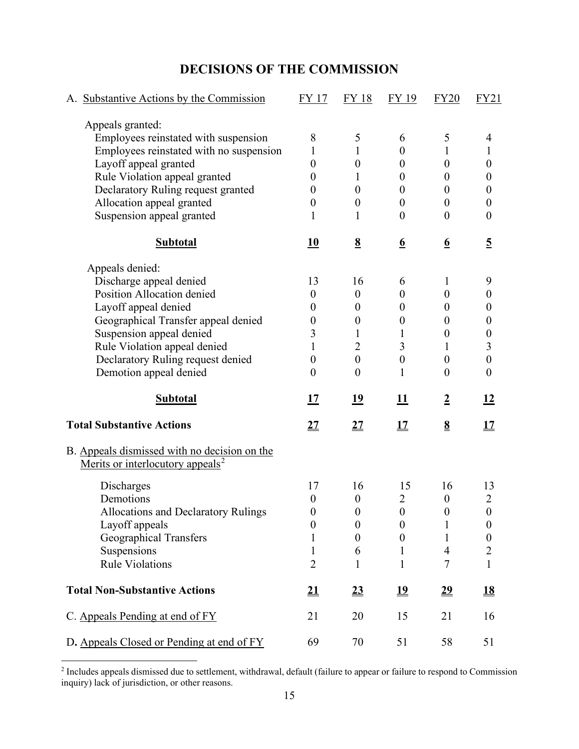# DECISIONS OF THE COMMISSION

| A. Substantive Actions by the Commission | FY 17 | FY 18 | FY 19 | FY20 | FY21 |
|---|---|---|---|---|---|
| Appeals granted: | | | | | |
| Employees reinstated with suspension | 8 | 5 | 6 | 5 | 4 |
| Employees reinstated with no suspension | 1 | 1 | 0 | 1 | 1 |
| Layoff appeal granted | 0 | 0 | 0 | 0 | 0 |
| Rule Violation appeal granted | 0 | 1 | 0 | 0 | 0 |
| Declaratory Ruling request granted | 0 | 0 | 0 | 0 | 0 |
| Allocation appeal granted | 0 | 0 | 0 | 0 | 0 |
| Suspension appeal granted | 1 | 1 | 0 | 0 | 0 |
| **Subtotal** | **10** | **8** | **6** | **6** | **5** |
| Appeals denied: | | | | | |
| Discharge appeal denied | 13 | 16 | 6 | 1 | 9 |
| Position Allocation denied | 0 | 0 | 0 | 0 | 0 |
| Layoff appeal denied | 0 | 0 | 0 | 0 | 0 |
| Geographical Transfer appeal denied | 0 | 0 | 0 | 0 | 0 |
| Suspension appeal denied | 3 | 1 | 1 | 0 | 0 |
| Rule Violation appeal denied | 1 | 2 | 3 | 1 | 3 |
| Declaratory Ruling request denied | 0 | 0 | 0 | 0 | 0 |
| Demotion appeal denied | 0 | 0 | 1 | 0 | 0 |
| **Subtotal** | **17** | **19** | **11** | **2** | **12** |
| **Total Substantive Actions** | **27** | **27** | **17** | **8** | **17** |
| B. Appeals dismissed with no decision on the Merits or interlocutory appeals[2] | | | | | |
| Discharges | 17 | 16 | 15 | 16 | 13 |
| Demotions | 0 | 0 | 2 | 0 | 2 |
| Allocations and Declaratory Rulings | 0 | 0 | 0 | 0 | 0 |
| Layoff appeals | 0 | 0 | 0 | 1 | 0 |
| Geographical Transfers | 1 | 0 | 0 | 1 | 0 |
| Suspensions | 1 | 6 | 1 | 4 | 2 |
| Rule Violations | 2 | 1 | 1 | 7 | 1 |
| **Total Non-Substantive Actions** | **21** | **23** | **19** | **29** | **18** |
| C. Appeals Pending at end of FY | 21 | 20 | 15 | 21 | 16 |
| D. Appeals Closed or Pending at end of FY | 69 | 70 | 51 | 58 | 51 |

[2] Includes appeals dismissed due to settlement, withdrawal, default (failure to appear or failure to respond to Commission inquiry) lack of jurisdiction, or other reasons.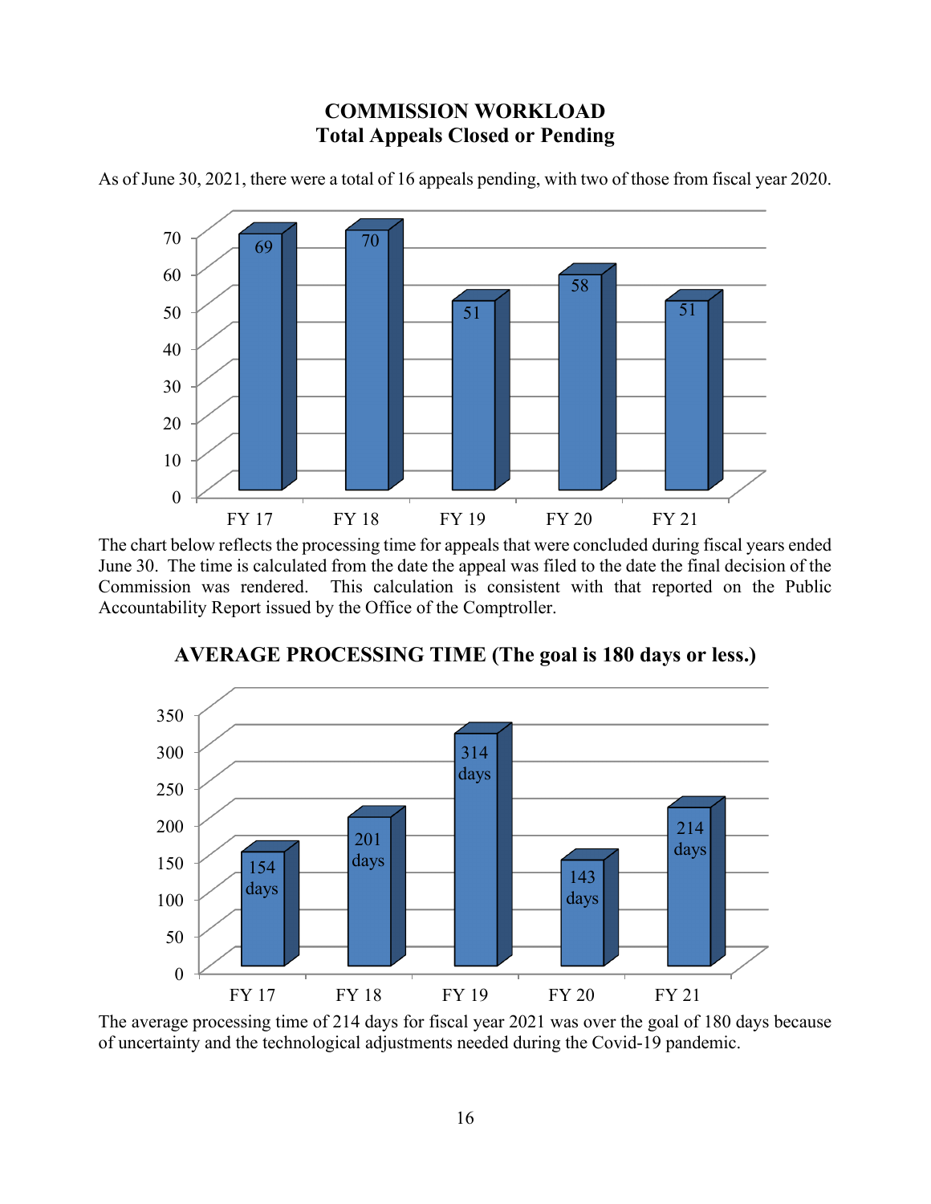## COMMISSION WORKLOAD
## Total Appeals Closed or Pending

As of June 30, 2021, there were a total of 16 appeals pending, with two of those from fiscal year 2020.

| FY 17 | FY 18 | FY 19 | FY 20 | FY 21 |
|---|---|---|---|---|
| 69 | 70 | 51 | 58 | 51 |

The chart below reflects the processing time for appeals that were concluded during fiscal years ended June 30. The time is calculated from the date the appeal was filed to the date the final decision of the Commission was rendered. This calculation is consistent with that reported on the Public Accountability Report issued by the Office of the Comptroller.

### AVERAGE PROCESSING TIME (The goal is 180 days or less.)

| FY 17 | FY 18 | FY 19 | FY 20 | FY 21 |
|---|---|---|---|---|
| 154 days | 201 days | 314 days | 143 days | 214 days |

The average processing time of 214 days for fiscal year 2021 was over the goal of 180 days because of uncertainty and the technological adjustments needed during the Covid-19 pandemic.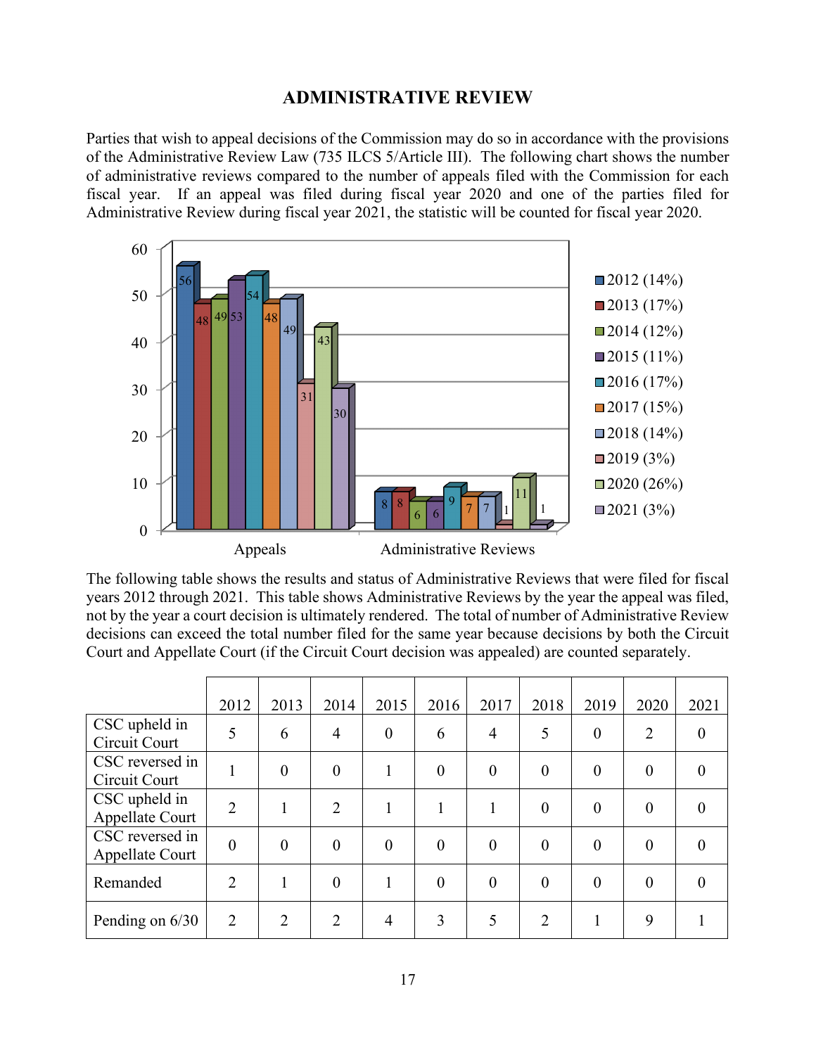## ADMINISTRATIVE REVIEW

Parties that wish to appeal decisions of the Commission may do so in accordance with the provisions of the Administrative Review Law (735 ILCS 5/Article III). The following chart shows the number of administrative reviews compared to the number of appeals filed with the Commission for each fiscal year. If an appeal was filed during fiscal year 2020 and one of the parties filed for Administrative Review during fiscal year 2021, the statistic will be counted for fiscal year 2020.

| | 2012 (14%) | 2013 (17%) | 2014 (12%) | 2015 (11%) | 2016 (17%) | 2017 (15%) | 2018 (14%) | 2019 (3%) | 2020 (26%) | 2021 (3%) |
|---|---|---|---|---|---|---|---|---|---|---|
| Appeals | 56 | 48 | 49 | 53 | 54 | 48 | 49 | 31 | 43 | 30 |
| Administrative Reviews | 8 | 8 | 6 | 6 | 9 | 7 | 7 | 1 | 11 | 1 |

The following table shows the results and status of Administrative Reviews that were filed for fiscal years 2012 through 2021. This table shows Administrative Reviews by the year the appeal was filed, not by the year a court decision is ultimately rendered. The total of number of Administrative Review decisions can exceed the total number filed for the same year because decisions by both the Circuit Court and Appellate Court (if the Circuit Court decision was appealed) are counted separately.

| | 2012 | 2013 | 2014 | 2015 | 2016 | 2017 | 2018 | 2019 | 2020 | 2021 |
|---|---|---|---|---|---|---|---|---|---|---|
| CSC upheld in Circuit Court | 5 | 6 | 4 | 0 | 6 | 4 | 5 | 0 | 2 | 0 |
| CSC reversed in Circuit Court | 1 | 0 | 0 | 1 | 0 | 0 | 0 | 0 | 0 | 0 |
| CSC upheld in Appellate Court | 2 | 1 | 2 | 1 | 1 | 1 | 0 | 0 | 0 | 0 |
| CSC reversed in Appellate Court | 0 | 0 | 0 | 0 | 0 | 0 | 0 | 0 | 0 | 0 |
| Remanded | 2 | 1 | 0 | 1 | 0 | 0 | 0 | 0 | 0 | 0 |
| Pending on 6/30 | 2 | 2 | 2 | 4 | 3 | 5 | 2 | 1 | 9 | 1 |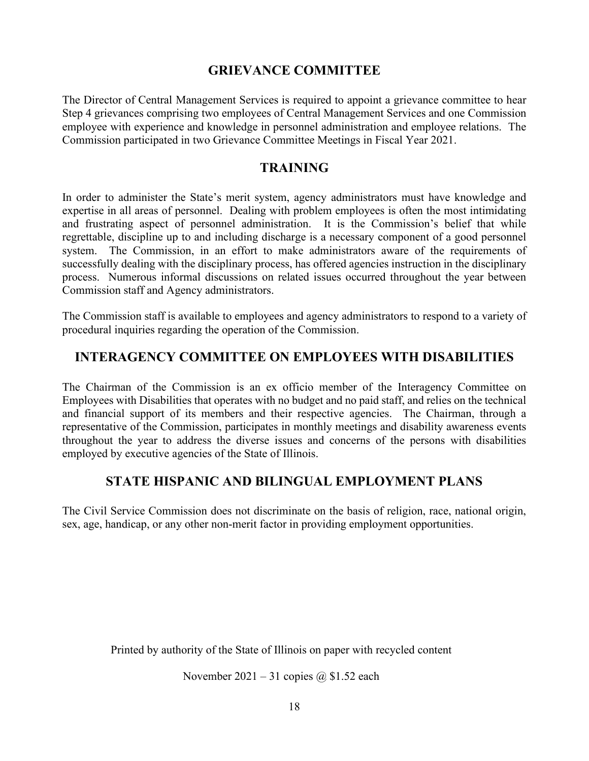## GRIEVANCE COMMITTEE

The Director of Central Management Services is required to appoint a grievance committee to hear Step 4 grievances comprising two employees of Central Management Services and one Commission employee with experience and knowledge in personnel administration and employee relations. The Commission participated in two Grievance Committee Meetings in Fiscal Year 2021.

## TRAINING

In order to administer the State's merit system, agency administrators must have knowledge and expertise in all areas of personnel. Dealing with problem employees is often the most intimidating and frustrating aspect of personnel administration. It is the Commission's belief that while regrettable, discipline up to and including discharge is a necessary component of a good personnel system. The Commission, in an effort to make administrators aware of the requirements of successfully dealing with the disciplinary process, has offered agencies instruction in the disciplinary process. Numerous informal discussions on related issues occurred throughout the year between Commission staff and Agency administrators.

The Commission staff is available to employees and agency administrators to respond to a variety of procedural inquiries regarding the operation of the Commission.

## INTERAGENCY COMMITTEE ON EMPLOYEES WITH DISABILITIES

The Chairman of the Commission is an ex officio member of the Interagency Committee on Employees with Disabilities that operates with no budget and no paid staff, and relies on the technical and financial support of its members and their respective agencies. The Chairman, through a representative of the Commission, participates in monthly meetings and disability awareness events throughout the year to address the diverse issues and concerns of the persons with disabilities employed by executive agencies of the State of Illinois.

## STATE HISPANIC AND BILINGUAL EMPLOYMENT PLANS

The Civil Service Commission does not discriminate on the basis of religion, race, national origin, sex, age, handicap, or any other non-merit factor in providing employment opportunities.

Printed by authority of the State of Illinois on paper with recycled content

November 2021 – 31 copies @ $1.52 each